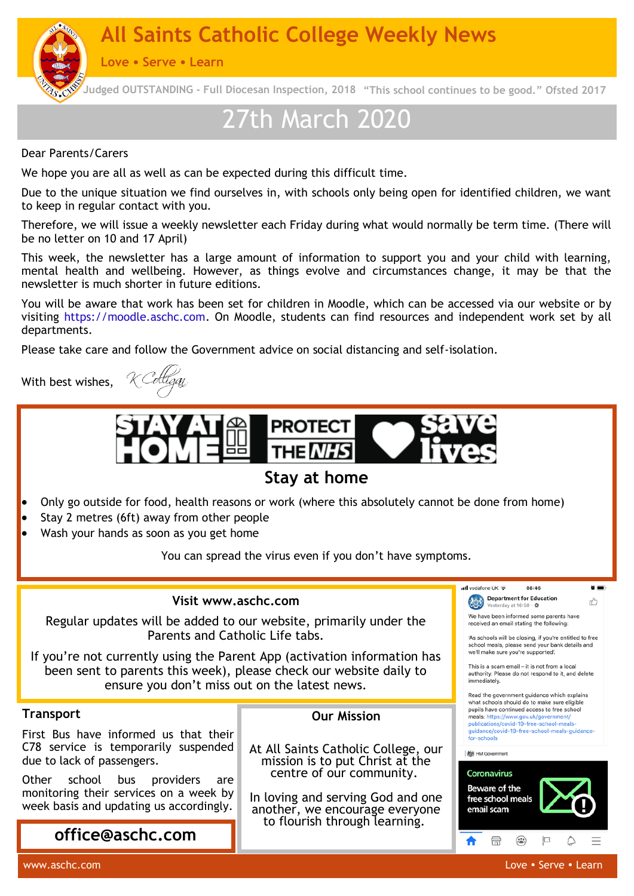# All Saints Catholic College Weekly News

Love • Serve • Learn

Judged OUTSTANDING - Full Diocesan Inspection, 2018 "This school continues to be good." Ofsted 2017

## 27th March 2020

Dear Parents/Carers

We hope you are all as well as can be expected during this difficult time.

Due to the unique situation we find ourselves in, with schools only being open for identified children, we want to keep in regular contact with you.

Therefore, we will issue a weekly newsletter each Friday during what would normally be term time. (There will be no letter on 10 and 17 April)

This week, the newsletter has a large amount of information to support you and your child with learning, mental health and wellbeing. However, as things evolve and circumstances change, it may be that the newsletter is much shorter in future editions.

You will be aware that work has been set for children in Moodle, which can be accessed via our website or by visiting https://moodle.aschc.com. On Moodle, students can find resources and independent work set by all departments.

Please take care and follow the Government advice on social distancing and self-isolation.

With best wishes, K Colligan

STAY AT HOME | PROTECT THE NHS | Save lives

### Stay at home

- Only go outside for food, health reasons or work (where this absolutely cannot be done from home)
- Stay 2 metres (6ft) away from other people
- Wash your hands as soon as you get home

You can spread the virus even if you don't have symptoms.

### Visit www.aschc.com

Regular updates will be added to our website, primarily under the Parents and Catholic Life tabs.

If you're not currently using the Parent App (activation information has been sent to parents this week), please check our website daily to ensure you don't miss out on the latest news.

### Transport

First Bus have informed us that their C78 service is temporarily suspended due to lack of passengers.

Other school bus providers are monitoring their services on a week by week basis and updating us accordingly.

**office@aschc.com**

### Our Mission

At All Saints Catholic College, our mission is to put Christ at the centre of our community.

In loving and serving God and one another, we encourage everyone to flourish through learning.

Department for Education
Yesterday at 16:50

We have been informed some parents have received an email stating the following:

'As schools will be closing, if you're entitled to free school meals, please send your bank details and we'll make sure you're supported.'

This is a scam email – it is not from a local authority. Please do not respond to it, and delete immediately.

Read the government guidance which explains what schools should do to make sure eligible pupils have continued access to free school meals: https://www.gov.uk/government/publications/covid-19-free-school-meals-guidance/covid-19-free-school-meals-guidance-for-schools

HM Government

Coronavirus

Beware of the free school meals email scam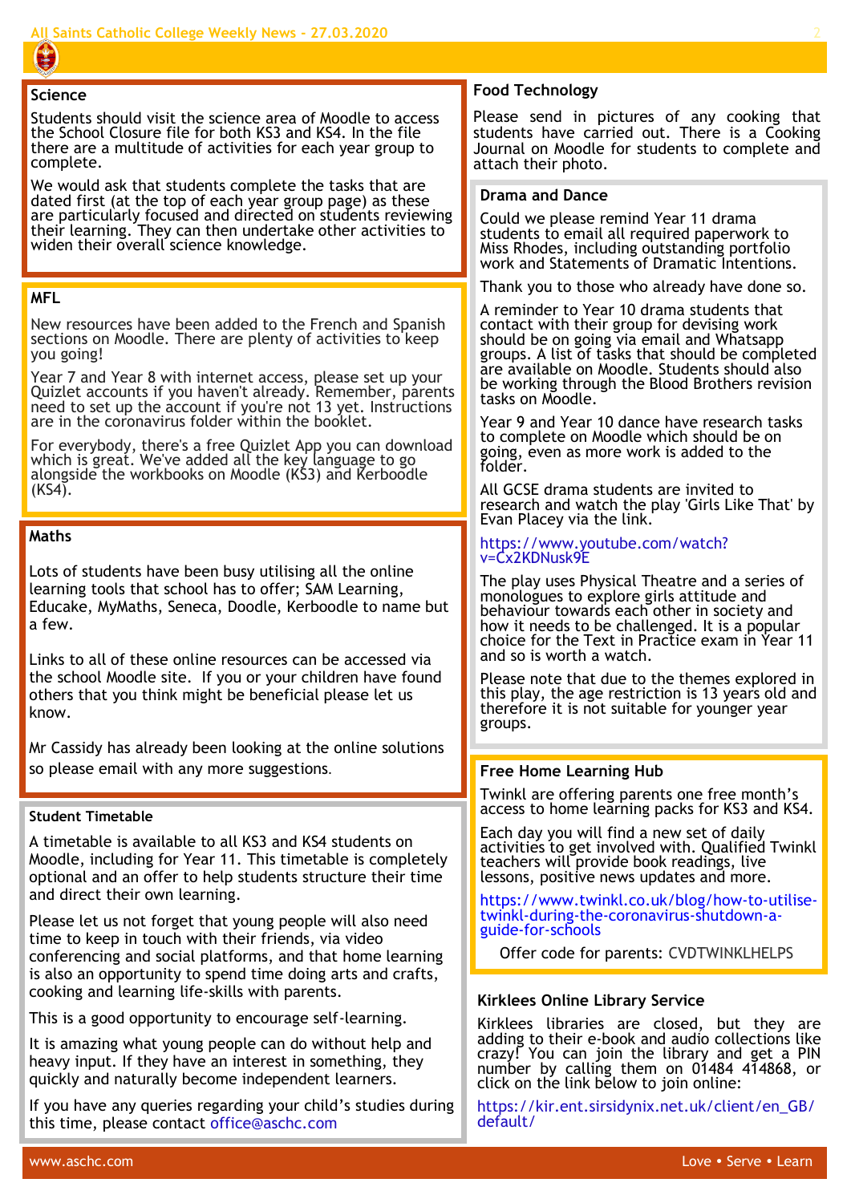## Science

Students should visit the science area of Moodle to access the School Closure file for both KS3 and KS4. In the file there are a multitude of activities for each year group to complete.

We would ask that students complete the tasks that are dated first (at the top of each year group page) as these are particularly focused and directed on students reviewing their learning. They can then undertake other activities to widen their overall science knowledge.

## MFL

New resources have been added to the French and Spanish sections on Moodle. There are plenty of activities to keep you going!

Year 7 and Year 8 with internet access, please set up your Quizlet accounts if you haven't already. Remember, parents need to set up the account if you're not 13 yet. Instructions are in the coronavirus folder within the booklet.

For everybody, there's a free Quizlet App you can download which is great. We've added all the key language to go alongside the workbooks on Moodle (KS3) and Kerboodle (KS4).

## Maths

Lots of students have been busy utilising all the online learning tools that school has to offer; SAM Learning, Educake, MyMaths, Seneca, Doodle, Kerboodle to name but a few.

Links to all of these online resources can be accessed via the school Moodle site. If you or your children have found others that you think might be beneficial please let us know.

Mr Cassidy has already been looking at the online solutions so please email with any more suggestions.

## Student Timetable

A timetable is available to all KS3 and KS4 students on Moodle, including for Year 11. This timetable is completely optional and an offer to help students structure their time and direct their own learning.

Please let us not forget that young people will also need time to keep in touch with their friends, via video conferencing and social platforms, and that home learning is also an opportunity to spend time doing arts and crafts, cooking and learning life-skills with parents.

This is a good opportunity to encourage self-learning.

It is amazing what young people can do without help and heavy input. If they have an interest in something, they quickly and naturally become independent learners.

If you have any queries regarding your child's studies during this time, please contact office@aschc.com

## Food Technology

Please send in pictures of any cooking that students have carried out. There is a Cooking Journal on Moodle for students to complete and attach their photo.

## Drama and Dance

Could we please remind Year 11 drama students to email all required paperwork to Miss Rhodes, including outstanding portfolio work and Statements of Dramatic Intentions.

Thank you to those who already have done so.

A reminder to Year 10 drama students that contact with their group for devising work should be on going via email and Whatsapp groups. A list of tasks that should be completed are available on Moodle. Students should also be working through the Blood Brothers revision tasks on Moodle.

Year 9 and Year 10 dance have research tasks to complete on Moodle which should be on going, even as more work is added to the folder.

All GCSE drama students are invited to research and watch the play 'Girls Like That' by Evan Placey via the link.

https://www.youtube.com/watch?v=Cx2KDNusk9E

The play uses Physical Theatre and a series of monologues to explore girls attitude and behaviour towards each other in society and how it needs to be challenged. It is a popular choice for the Text in Practice exam in Year 11 and so is worth a watch.

Please note that due to the themes explored in this play, the age restriction is 13 years old and therefore it is not suitable for younger year groups.

## Free Home Learning Hub

Twinkl are offering parents one free month's access to home learning packs for KS3 and KS4.

Each day you will find a new set of daily activities to get involved with. Qualified Twinkl teachers will provide book readings, live lessons, positive news updates and more.

https://www.twinkl.co.uk/blog/how-to-utilise-twinkl-during-the-coronavirus-shutdown-a-guide-for-schools

Offer code for parents: CVDTWINKLHELPS

## Kirklees Online Library Service

Kirklees libraries are closed, but they are adding to their e-book and audio collections like crazy! You can join the library and get a PIN number by calling them on 01484 414868, or click on the link below to join online:

https://kir.ent.sirsidynix.net.uk/client/en_GB/default/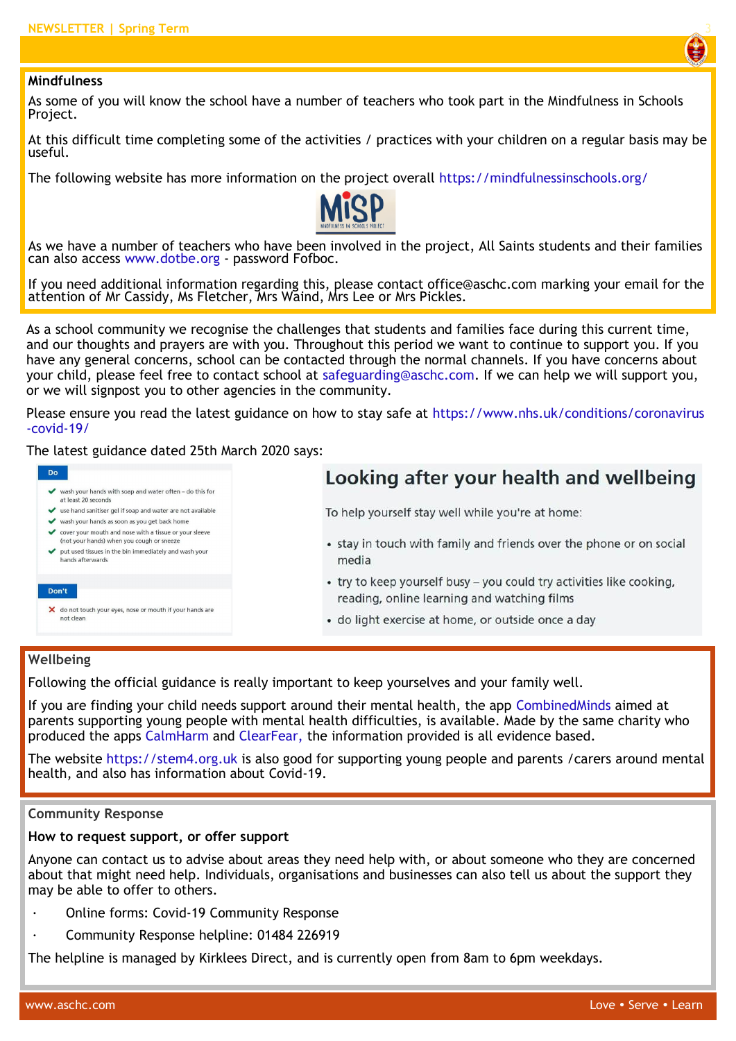## Mindfulness

As some of you will know the school have a number of teachers who took part in the Mindfulness in Schools Project.

At this difficult time completing some of the activities / practices with your children on a regular basis may be useful.

The following website has more information on the project overall https://mindfulnessinschools.org/

MiSP
MINDFULNESS IN SCHOOLS PROJECT

As we have a number of teachers who have been involved in the project, All Saints students and their families can also access www.dotbe.org - password Fofboc.

If you need additional information regarding this, please contact office@aschc.com marking your email for the attention of Mr Cassidy, Ms Fletcher, Mrs Waind, Mrs Lee or Mrs Pickles.

As a school community we recognise the challenges that students and families face during this current time, and our thoughts and prayers are with you. Throughout this period we want to continue to support you. If you have any general concerns, school can be contacted through the normal channels. If you have concerns about your child, please feel free to contact school at safeguarding@aschc.com. If we can help we will support you, or we will signpost you to other agencies in the community.

Please ensure you read the latest guidance on how to stay safe at https://www.nhs.uk/conditions/coronavirus-covid-19/

The latest guidance dated 25th March 2020 says:

**Do**

- ✔ wash your hands with soap and water often – do this for at least 20 seconds
- ✔ use hand sanitiser gel if soap and water are not available
- ✔ wash your hands as soon as you get back home
- ✔ cover your mouth and nose with a tissue or your sleeve (not your hands) when you cough or sneeze
- ✔ put used tissues in the bin immediately and wash your hands afterwards

**Don't**

- ✘ do not touch your eyes, nose or mouth if your hands are not clean

### Looking after your health and wellbeing

To help yourself stay well while you're at home:

- stay in touch with family and friends over the phone or on social media
- try to keep yourself busy – you could try activities like cooking, reading, online learning and watching films
- do light exercise at home, or outside once a day

## Wellbeing

Following the official guidance is really important to keep yourselves and your family well.

If you are finding your child needs support around their mental health, the app CombinedMinds aimed at parents supporting young people with mental health difficulties, is available. Made by the same charity who produced the apps CalmHarm and ClearFear, the information provided is all evidence based.

The website https://stem4.org.uk is also good for supporting young people and parents /carers around mental health, and also has information about Covid-19.

## Community Response

**How to request support, or offer support**

Anyone can contact us to advise about areas they need help with, or about someone who they are concerned about that might need help. Individuals, organisations and businesses can also tell us about the support they may be able to offer to others.

- Online forms: Covid-19 Community Response
- Community Response helpline: 01484 226919

The helpline is managed by Kirklees Direct, and is currently open from 8am to 6pm weekdays.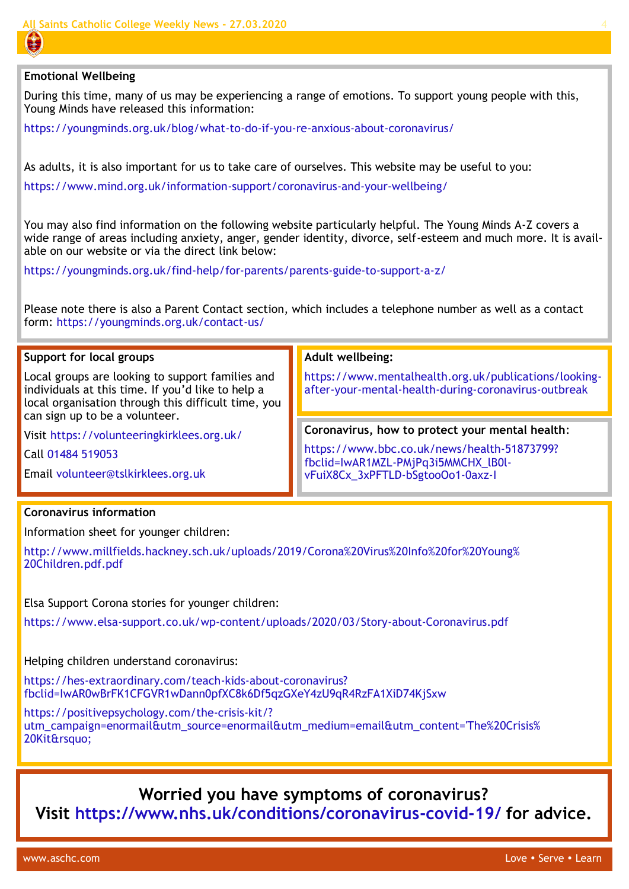## Emotional Wellbeing

During this time, many of us may be experiencing a range of emotions. To support young people with this, Young Minds have released this information:

https://youngminds.org.uk/blog/what-to-do-if-you-re-anxious-about-coronavirus/

As adults, it is also important for us to take care of ourselves. This website may be useful to you:

https://www.mind.org.uk/information-support/coronavirus-and-your-wellbeing/

You may also find information on the following website particularly helpful. The Young Minds A-Z covers a wide range of areas including anxiety, anger, gender identity, divorce, self-esteem and much more. It is available on our website or via the direct link below:

https://youngminds.org.uk/find-help/for-parents/parents-guide-to-support-a-z/

Please note there is also a Parent Contact section, which includes a telephone number as well as a contact form: https://youngminds.org.uk/contact-us/

## Support for local groups

Local groups are looking to support families and individuals at this time. If you'd like to help a local organisation through this difficult time, you can sign up to be a volunteer.

Visit https://volunteeringkirklees.org.uk/

Call 01484 519053

Email volunteer@tslkirklees.org.uk

## Adult wellbeing:

https://www.mentalhealth.org.uk/publications/looking-after-your-mental-health-during-coronavirus-outbreak

## Coronavirus, how to protect your mental health:

https://www.bbc.co.uk/news/health-51873799?fbclid=IwAR1MZL-PMjPq3i5MMCHX_lB0l-vFuiX8Cx_3xPFTLD-bSgtooOo1-0axz-I

## Coronavirus information

Information sheet for younger children:

http://www.millfields.hackney.sch.uk/uploads/2019/Corona%20Virus%20Info%20for%20Young%20Children.pdf.pdf

Elsa Support Corona stories for younger children:

https://www.elsa-support.co.uk/wp-content/uploads/2020/03/Story-about-Coronavirus.pdf

Helping children understand coronavirus:

https://hes-extraordinary.com/teach-kids-about-coronavirus?fbclid=IwAR0wBrFK1CFGVR1wDann0pfXC8k6Df5qzGXeY4zU9qR4RzFA1XiD74KjSxw

https://positivepsychology.com/the-crisis-kit/?utm_campaign=enormail&utm_source=enormail&utm_medium=email&utm_content='The%20Crisis%20Kit&rsquo;

## Worried you have symptoms of coronavirus? Visit https://www.nhs.uk/conditions/coronavirus-covid-19/ for advice.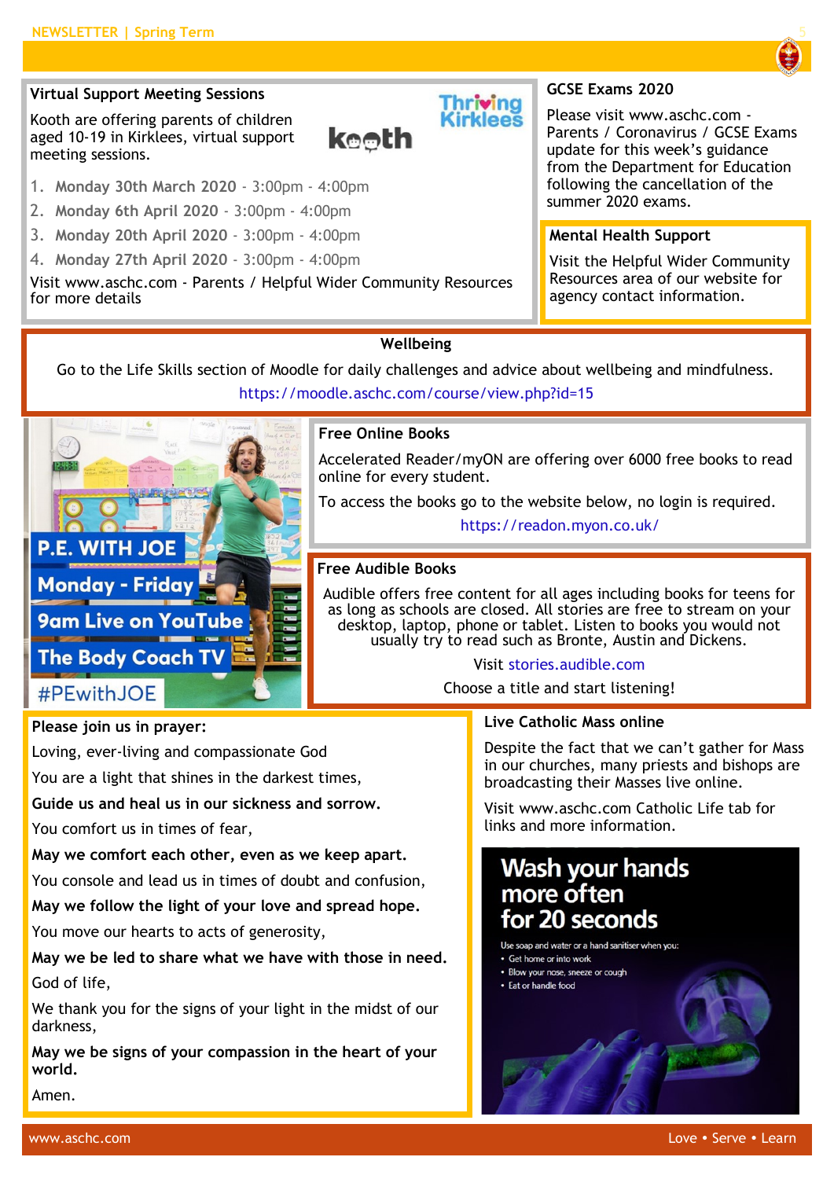## Virtual Support Meeting Sessions

Kooth are offering parents of children aged 10-19 in Kirklees, virtual support meeting sessions.

1. **Monday 30th March 2020** - 3:00pm - 4:00pm
2. **Monday 6th April 2020** - 3:00pm - 4:00pm
3. **Monday 20th April 2020** - 3:00pm - 4:00pm
4. **Monday 27th April 2020** - 3:00pm - 4:00pm

Visit www.aschc.com - Parents / Helpful Wider Community Resources for more details

## GCSE Exams 2020

Please visit www.aschc.com - Parents / Coronavirus / GCSE Exams update for this week's guidance from the Department for Education following the cancellation of the summer 2020 exams.

## Mental Health Support

Visit the Helpful Wider Community Resources area of our website for agency contact information.

## Wellbeing

Go to the Life Skills section of Moodle for daily challenges and advice about wellbeing and mindfulness.

https://moodle.aschc.com/course/view.php?id=15

**P.E. WITH JOE**
**Monday - Friday**
**9am Live on YouTube**
**The Body Coach TV**
#PEwithJOE

## Free Online Books

Accelerated Reader/myON are offering over 6000 free books to read online for every student.

To access the books go to the website below, no login is required.

https://readon.myon.co.uk/

## Free Audible Books

Audible offers free content for all ages including books for teens for as long as schools are closed. All stories are free to stream on your desktop, laptop, phone or tablet. Listen to books you would not usually try to read such as Bronte, Austin and Dickens.

Visit stories.audible.com

Choose a title and start listening!

## Please join us in prayer:

Loving, ever-living and compassionate God

You are a light that shines in the darkest times,

**Guide us and heal us in our sickness and sorrow.**

You comfort us in times of fear,

**May we comfort each other, even as we keep apart.**

You console and lead us in times of doubt and confusion,

**May we follow the light of your love and spread hope.**

You move our hearts to acts of generosity,

**May we be led to share what we have with those in need.**

God of life,

We thank you for the signs of your light in the midst of our darkness,

**May we be signs of your compassion in the heart of your world.**

Amen.

## Live Catholic Mass online

Despite the fact that we can't gather for Mass in our churches, many priests and bishops are broadcasting their Masses live online.

Visit www.aschc.com Catholic Life tab for links and more information.

**Wash your hands more often for 20 seconds**

Use soap and water or a hand sanitiser when you:

- Get home or into work
- Blow your nose, sneeze or cough
- Eat or handle food